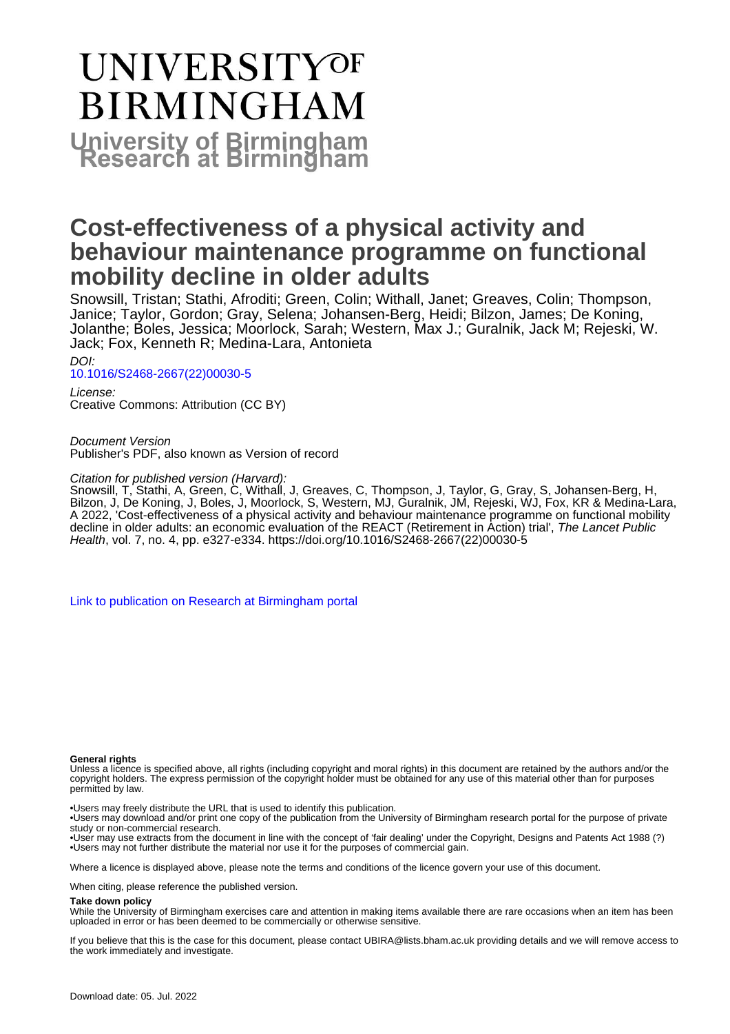# UNIVERSITY OF BIRMINGHAM

**University of Birmingham Research at Birmingham**

# Cost-effectiveness of a physical activity and behaviour maintenance programme on functional mobility decline in older adults

Snowsill, Tristan; Stathi, Afroditi; Green, Colin; Withall, Janet; Greaves, Colin; Thompson, Janice; Taylor, Gordon; Gray, Selena; Johansen-Berg, Heidi; Bilzon, James; De Koning, Jolanthe; Boles, Jessica; Moorlock, Sarah; Western, Max J.; Guralnik, Jack M; Rejeski, W. Jack; Fox, Kenneth R; Medina-Lara, Antonieta

*DOI:*
[10.1016/S2468-2667(22)00030-5](https://doi.org/10.1016/S2468-2667(22)00030-5)

*License:*
Creative Commons: Attribution (CC BY)

*Document Version*
Publisher's PDF, also known as Version of record

*Citation for published version (Harvard):*
Snowsill, T, Stathi, A, Green, C, Withall, J, Greaves, C, Thompson, J, Taylor, G, Gray, S, Johansen-Berg, H, Bilzon, J, De Koning, J, Boles, J, Moorlock, S, Western, MJ, Guralnik, JM, Rejeski, WJ, Fox, KR & Medina-Lara, A 2022, 'Cost-effectiveness of a physical activity and behaviour maintenance programme on functional mobility decline in older adults: an economic evaluation of the REACT (Retirement in Action) trial', *The Lancet Public Health*, vol. 7, no. 4, pp. e327-e334. https://doi.org/10.1016/S2468-2667(22)00030-5

[Link to publication on Research at Birmingham portal](#)

**General rights**

Unless a licence is specified above, all rights (including copyright and moral rights) in this document are retained by the authors and/or the copyright holders. The express permission of the copyright holder must be obtained for any use of this material other than for purposes permitted by law.

•Users may freely distribute the URL that is used to identify this publication.
•Users may download and/or print one copy of the publication from the University of Birmingham research portal for the purpose of private study or non-commercial research.
•User may use extracts from the document in line with the concept of 'fair dealing' under the Copyright, Designs and Patents Act 1988 (?)
•Users may not further distribute the material nor use it for the purposes of commercial gain.

Where a licence is displayed above, please note the terms and conditions of the licence govern your use of this document.

When citing, please reference the published version.

**Take down policy**

While the University of Birmingham exercises care and attention in making items available there are rare occasions when an item has been uploaded in error or has been deemed to be commercially or otherwise sensitive.

If you believe that this is the case for this document, please contact UBIRA@lists.bham.ac.uk providing details and we will remove access to the work immediately and investigate.

Download date: 05. Jul. 2022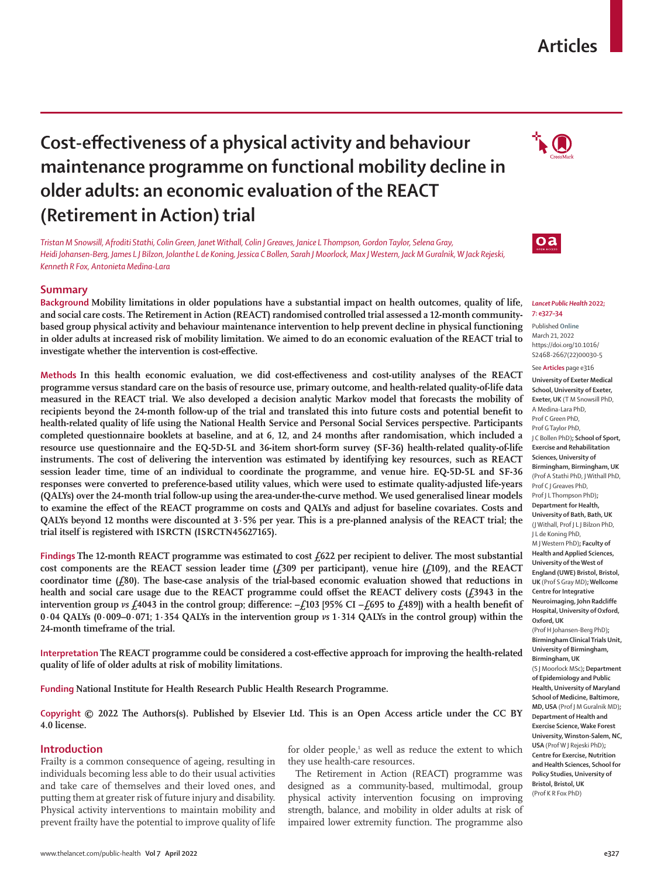# Cost-effectiveness of a physical activity and behaviour maintenance programme on functional mobility decline in older adults: an economic evaluation of the REACT (Retirement in Action) trial

*Tristan M Snowsill, Afroditi Stathi, Colin Green, Janet Withall, Colin J Greaves, Janice L Thompson, Gordon Taylor, Selena Gray, Heidi Johansen-Berg, James L J Bilzon, Jolanthe L de Koning, Jessica C Bollen, Sarah J Moorlock, Max J Western, Jack M Guralnik, W Jack Rejeski, Kenneth R Fox, Antonieta Medina-Lara*

## Summary

**Background** Mobility limitations in older populations have a substantial impact on health outcomes, quality of life, and social care costs. The Retirement in Action (REACT) randomised controlled trial assessed a 12-month community-based group physical activity and behaviour maintenance intervention to help prevent decline in physical functioning in older adults at increased risk of mobility limitation. We aimed to do an economic evaluation of the REACT trial to investigate whether the intervention is cost-effective.

**Methods** In this health economic evaluation, we did cost-effectiveness and cost-utility analyses of the REACT programme versus standard care on the basis of resource use, primary outcome, and health-related quality-of-life data measured in the REACT trial. We also developed a decision analytic Markov model that forecasts the mobility of recipients beyond the 24-month follow-up of the trial and translated this into future costs and potential benefit to health-related quality of life using the National Health Service and Personal Social Services perspective. Participants completed questionnaire booklets at baseline, and at 6, 12, and 24 months after randomisation, which included a resource use questionnaire and the EQ-5D-5L and 36-item short-form survey (SF-36) health-related quality-of-life instruments. The cost of delivering the intervention was estimated by identifying key resources, such as REACT session leader time, time of an individual to coordinate the programme, and venue hire. EQ-5D-5L and SF-36 responses were converted to preference-based utility values, which were used to estimate quality-adjusted life-years (QALYs) over the 24-month trial follow-up using the area-under-the-curve method. We used generalised linear models to examine the effect of the REACT programme on costs and QALYs and adjust for baseline covariates. Costs and QALYs beyond 12 months were discounted at 3·5% per year. This is a pre-planned analysis of the REACT trial; the trial itself is registered with ISRCTN (ISRCTN45627165).

**Findings** The 12-month REACT programme was estimated to cost £622 per recipient to deliver. The most substantial cost components are the REACT session leader time (£309 per participant), venue hire (£109), and the REACT coordinator time (£80). The base-case analysis of the trial-based economic evaluation showed that reductions in health and social care usage due to the REACT programme could offset the REACT delivery costs (£3943 in the intervention group *vs* £4043 in the control group; difference: –£103 [95% CI –£695 to £489]) with a health benefit of 0·04 QALYs (0·009–0·071; 1·354 QALYs in the intervention group *vs* 1·314 QALYs in the control group) within the 24-month timeframe of the trial.

**Interpretation** The REACT programme could be considered a cost-effective approach for improving the health-related quality of life of older adults at risk of mobility limitations.

**Funding** National Institute for Health Research Public Health Research Programme.

**Copyright** © 2022 The Author(s). Published by Elsevier Ltd. This is an Open Access article under the CC BY 4.0 license.

*Lancet Public Health* 2022; 7: e327–34

Published Online March 21, 2022 https://doi.org/10.1016/S2468-2667(22)00030-5

See **Articles** page e316

**University of Exeter Medical School, University of Exeter, Exeter, UK** (T M Snowsill PhD, A Medina-Lara PhD, Prof C Green PhD, Prof G Taylor PhD, J C Bollen PhD)**; School of Sport, Exercise and Rehabilitation Sciences, University of Birmingham, Birmingham, UK** (Prof A Stathi PhD, J Withall PhD, Prof C J Greaves PhD, Prof J L Thompson PhD)**; Department for Health, University of Bath, Bath, UK** (J Withall, Prof J L J Bilzon PhD, J L de Koning PhD, M J Western PhD)**; Faculty of Health and Applied Sciences, University of the West of England (UWE) Bristol, Bristol, UK** (Prof S Gray MD)**; Wellcome Centre for Integrative Neuroimaging, John Radcliffe Hospital, University of Oxford, Oxford, UK** (Prof H Johansen-Berg PhD)**; Birmingham Clinical Trials Unit, University of Birmingham, Birmingham, UK** (S J Moorlock MSc)**; Department of Epidemiology and Public Health, University of Maryland School of Medicine, Baltimore, MD, USA** (Prof J M Guralnik MD)**; Department of Health and Exercise Science, Wake Forest University, Winston-Salem, NC, USA** (Prof W J Rejeski PhD)**; Centre for Exercise, Nutrition and Health Sciences, School for Policy Studies, University of Bristol, Bristol, UK** (Prof K R Fox PhD)

## Introduction

Frailty is a common consequence of ageing, resulting in individuals becoming less able to do their usual activities and take care of themselves and their loved ones, and putting them at greater risk of future injury and disability. Physical activity interventions to maintain mobility and prevent frailty have the potential to improve quality of life for older people,[1] as well as reduce the extent to which they use health-care resources.

The Retirement in Action (REACT) programme was designed as a community-based, multimodal, group physical activity intervention focusing on improving strength, balance, and mobility in older adults at risk of impaired lower extremity function. The programme also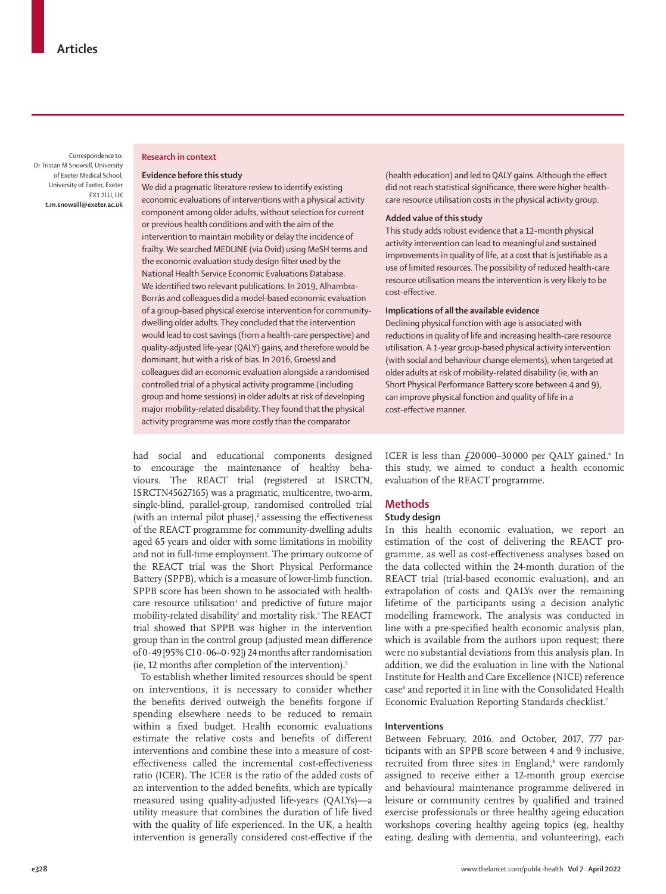Correspondence to: Dr Tristan M Snowsill, University of Exeter Medical School, University of Exeter, Exeter EX1 2LU, UK **t.m.snowsill@exeter.ac.uk**

**Research in context**

**Evidence before this study**

We did a pragmatic literature review to identify existing economic evaluations of interventions with a physical activity component among older adults, without selection for current or previous health conditions and with the aim of the intervention to maintain mobility or delay the incidence of frailty. We searched MEDLINE (via Ovid) using MeSH terms and the economic evaluation study design filter used by the National Health Service Economic Evaluations Database. We identified two relevant publications. In 2019, Alhambra-Borrás and colleagues did a model-based economic evaluation of a group-based physical exercise intervention for community-dwelling older adults. They concluded that the intervention would lead to cost savings (from a health-care perspective) and quality-adjusted life-year (QALY) gains, and therefore would be dominant, but with a risk of bias. In 2016, Groessl and colleagues did an economic evaluation alongside a randomised controlled trial of a physical activity programme (including group and home sessions) in older adults at risk of developing major mobility-related disability. They found that the physical activity programme was more costly than the comparator (health education) and led to QALY gains. Although the effect did not reach statistical significance, there were higher health-care resource utilisation costs in the physical activity group.

**Added value of this study**

This study adds robust evidence that a 12-month physical activity intervention can lead to meaningful and sustained improvements in quality of life, at a cost that is justifiable as a use of limited resources. The possibility of reduced health-care resource utilisation means the intervention is very likely to be cost-effective.

**Implications of all the available evidence**

Declining physical function with age is associated with reductions in quality of life and increasing health-care resource utilisation. A 1-year group-based physical activity intervention (with social and behaviour change elements), when targeted at older adults at risk of mobility-related disability (ie, with an Short Physical Performance Battery score between 4 and 9), can improve physical function and quality of life in a cost-effective manner.

had social and educational components designed to encourage the maintenance of healthy behaviours. The REACT trial (registered at ISRCTN, ISRCTN45627165) was a pragmatic, multicentre, two-arm, single-blind, parallel-group, randomised controlled trial (with an internal pilot phase),[2] assessing the effectiveness of the REACT programme for community-dwelling adults aged 65 years and older with some limitations in mobility and not in full-time employment. The primary outcome of the REACT trial was the Short Physical Performance Battery (SPPB), which is a measure of lower-limb function. SPPB score has been shown to be associated with health-care resource utilisation[3] and predictive of future major mobility-related disability[1] and mortality risk.[4] The REACT trial showed that SPPB was higher in the intervention group than in the control group (adjusted mean difference of 0·49 [95% CI 0·06–0·92]) 24 months after randomisation (ie, 12 months after completion of the intervention).[5]

To establish whether limited resources should be spent on interventions, it is necessary to consider whether the benefits derived outweigh the benefits forgone if spending elsewhere needs to be reduced to remain within a fixed budget. Health economic evaluations estimate the relative costs and benefits of different interventions and combine these into a measure of cost-effectiveness called the incremental cost-effectiveness ratio (ICER). The ICER is the ratio of the added costs of an intervention to the added benefits, which are typically measured using quality-adjusted life-years (QALYs)—a utility measure that combines the duration of life lived with the quality of life experienced. In the UK, a health intervention is generally considered cost-effective if the ICER is less than £20 000–30 000 per QALY gained.[6] In this study, we aimed to conduct a health economic evaluation of the REACT programme.

## Methods

### Study design

In this health economic evaluation, we report an estimation of the cost of delivering the REACT programme, as well as cost-effectiveness analyses based on the data collected within the 24-month duration of the REACT trial (trial-based economic evaluation), and an extrapolation of costs and QALYs over the remaining lifetime of the participants using a decision analytic modelling framework. The analysis was conducted in line with a pre-specified health economic analysis plan, which is available from the authors upon request; there were no substantial deviations from this analysis plan. In addition, we did the evaluation in line with the National Institute for Health and Care Excellence (NICE) reference case[6] and reported it in line with the Consolidated Health Economic Evaluation Reporting Standards checklist.[7]

### Interventions

Between February, 2016, and October, 2017, 777 participants with an SPPB score between 4 and 9 inclusive, recruited from three sites in England,[8] were randomly assigned to receive either a 12-month group exercise and behavioural maintenance programme delivered in leisure or community centres by qualified and trained exercise professionals or three healthy ageing education workshops covering healthy ageing topics (eg, healthy eating, dealing with dementia, and volunteering), each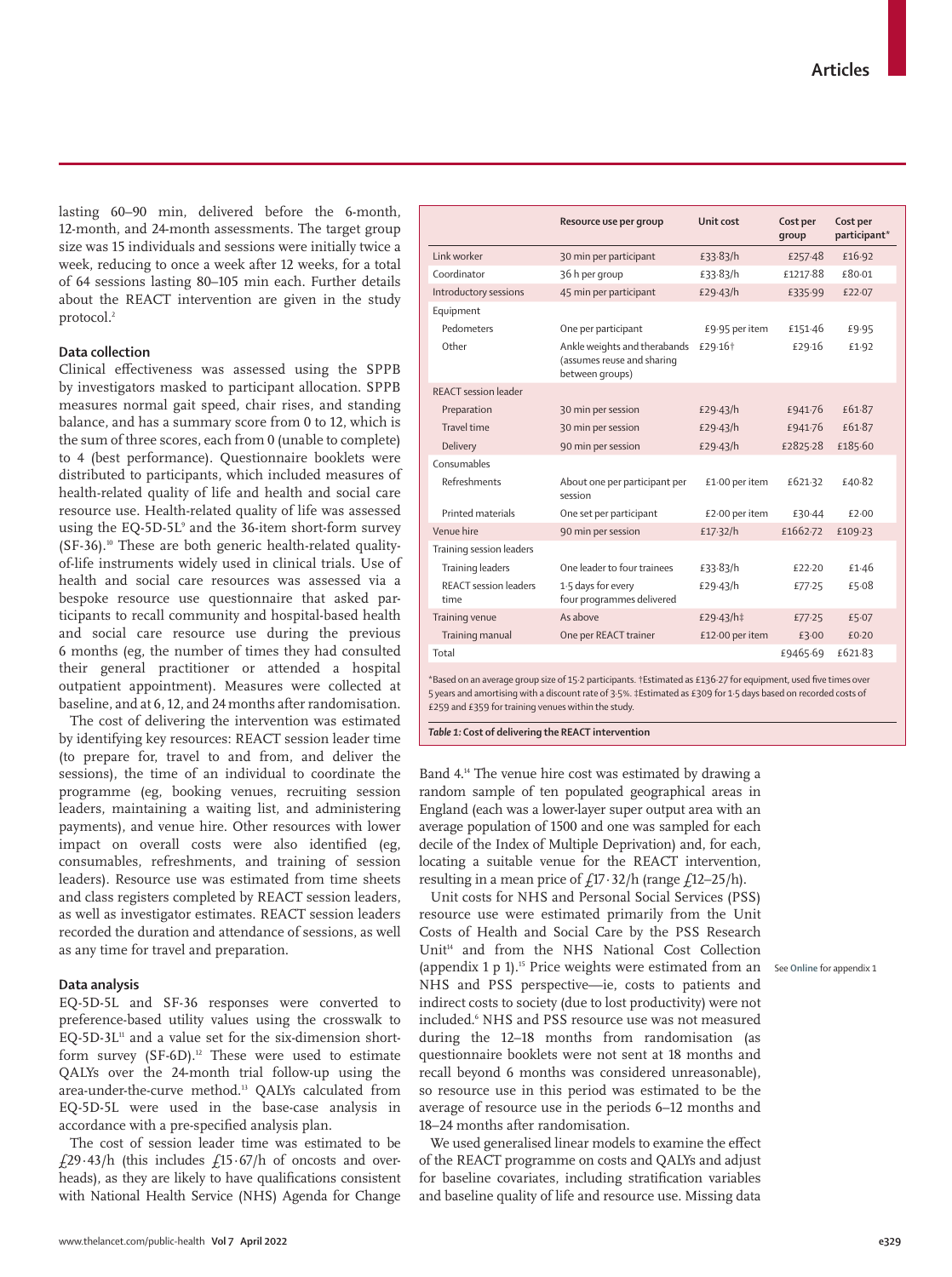lasting 60–90 min, delivered before the 6-month, 12-month, and 24-month assessments. The target group size was 15 individuals and sessions were initially twice a week, reducing to once a week after 12 weeks, for a total of 64 sessions lasting 80–105 min each. Further details about the REACT intervention are given in the study protocol.[2]

### Data collection

Clinical effectiveness was assessed using the SPPB by investigators masked to participant allocation. SPPB measures normal gait speed, chair rises, and standing balance, and has a summary score from 0 to 12, which is the sum of three scores, each from 0 (unable to complete) to 4 (best performance). Questionnaire booklets were distributed to participants, which included measures of health-related quality of life and health and social care resource use. Health-related quality of life was assessed using the EQ-5D-5L[9] and the 36-item short-form survey (SF-36).[10] These are both generic health-related quality-of-life instruments widely used in clinical trials. Use of health and social care resources was assessed via a bespoke resource use questionnaire that asked participants to recall community and hospital-based health and social care resource use during the previous 6 months (eg, the number of times they had consulted their general practitioner or attended a hospital outpatient appointment). Measures were collected at baseline, and at 6, 12, and 24 months after randomisation.

The cost of delivering the intervention was estimated by identifying key resources: REACT session leader time (to prepare for, travel to and from, and deliver the sessions), the time of an individual to coordinate the programme (eg, booking venues, recruiting session leaders, maintaining a waiting list, and administering payments), and venue hire. Other resources with lower impact on overall costs were also identified (eg, consumables, refreshments, and training of session leaders). Resource use was estimated from time sheets and class registers completed by REACT session leaders, as well as investigator estimates. REACT session leaders recorded the duration and attendance of sessions, as well as any time for travel and preparation.

### Data analysis

EQ-5D-5L and SF-36 responses were converted to preference-based utility values using the crosswalk to EQ-5D-3L[11] and a value set for the six-dimension short-form survey (SF-6D).[12] These were used to estimate QALYs over the 24-month trial follow-up using the area-under-the-curve method.[13] QALYs calculated from EQ-5D-5L were used in the base-case analysis in accordance with a pre-specified analysis plan.

The cost of session leader time was estimated to be £29·43/h (this includes £15·67/h of oncosts and overheads), as they are likely to have qualifications consistent with National Health Service (NHS) Agenda for Change Band 4.[14] The venue hire cost was estimated by drawing a random sample of ten populated geographical areas in England (each was a lower-layer super output area with an average population of 1500 and one was sampled for each decile of the Index of Multiple Deprivation) and, for each, locating a suitable venue for the REACT intervention, resulting in a mean price of £17·32/h (range £12–25/h).

Unit costs for NHS and Personal Social Services (PSS) resource use were estimated primarily from the Unit Costs of Health and Social Care by the PSS Research Unit[14] and from the NHS National Cost Collection (appendix 1 p 1).[15] Price weights were estimated from an NHS and PSS perspective—ie, costs to patients and indirect costs to society (due to lost productivity) were not included.[6] NHS and PSS resource use was not measured during the 12–18 months from randomisation (as questionnaire booklets were not sent at 18 months and recall beyond 6 months was considered unreasonable), so resource use in this period was estimated to be the average of resource use in the periods 6–12 months and 18–24 months after randomisation.

See Online for appendix 1

We used generalised linear models to examine the effect of the REACT programme on costs and QALYs and adjust for baseline covariates, including stratification variables and baseline quality of life and resource use. Missing data

| | Resource use per group | Unit cost | Cost per group | Cost per participant* |
|---|---|---|---|---|
| Link worker | 30 min per participant | £33·83/h | £257·48 | £16·92 |
| Coordinator | 36 h per group | £33·83/h | £1217·88 | £80·01 |
| Introductory sessions | 45 min per participant | £29·43/h | £335·99 | £22·07 |
| Equipment | | | | |
| Pedometers | One per participant | £9·95 per item | £151·46 | £9·95 |
| Other | Ankle weights and therabands (assumes reuse and sharing between groups) | £29·16† | £29·16 | £1·92 |
| REACT session leader | | | | |
| Preparation | 30 min per session | £29·43/h | £941·76 | £61·87 |
| Travel time | 30 min per session | £29·43/h | £941·76 | £61·87 |
| Delivery | 90 min per session | £29·43/h | £2825·28 | £185·60 |
| Consumables | | | | |
| Refreshments | About one per participant per session | £1·00 per item | £621·32 | £40·82 |
| Printed materials | One set per participant | £2·00 per item | £30·44 | £2·00 |
| Venue hire | 90 min per session | £17·32/h | £1662·72 | £109·23 |
| Training session leaders | | | | |
| Training leaders | One leader to four trainees | £33·83/h | £22·20 | £1·46 |
| REACT session leaders time | 1·5 days for every four programmes delivered | £29·43/h | £77·25 | £5·08 |
| Training venue | As above | £29·43/h‡ | £77·25 | £5·07 |
| Training manual | One per REACT trainer | £12·00 per item | £3·00 | £0·20 |
| Total | | | £9465·69 | £621·83 |

*Based on an average group size of 15·2 participants. †Estimated as £136·27 for equipment, used five times over 5 years and amortising with a discount rate of 3·5%. ‡Estimated as £309 for 1·5 days based on recorded costs of £259 and £359 for training venues within the study.

*Table 1:* **Cost of delivering the REACT intervention**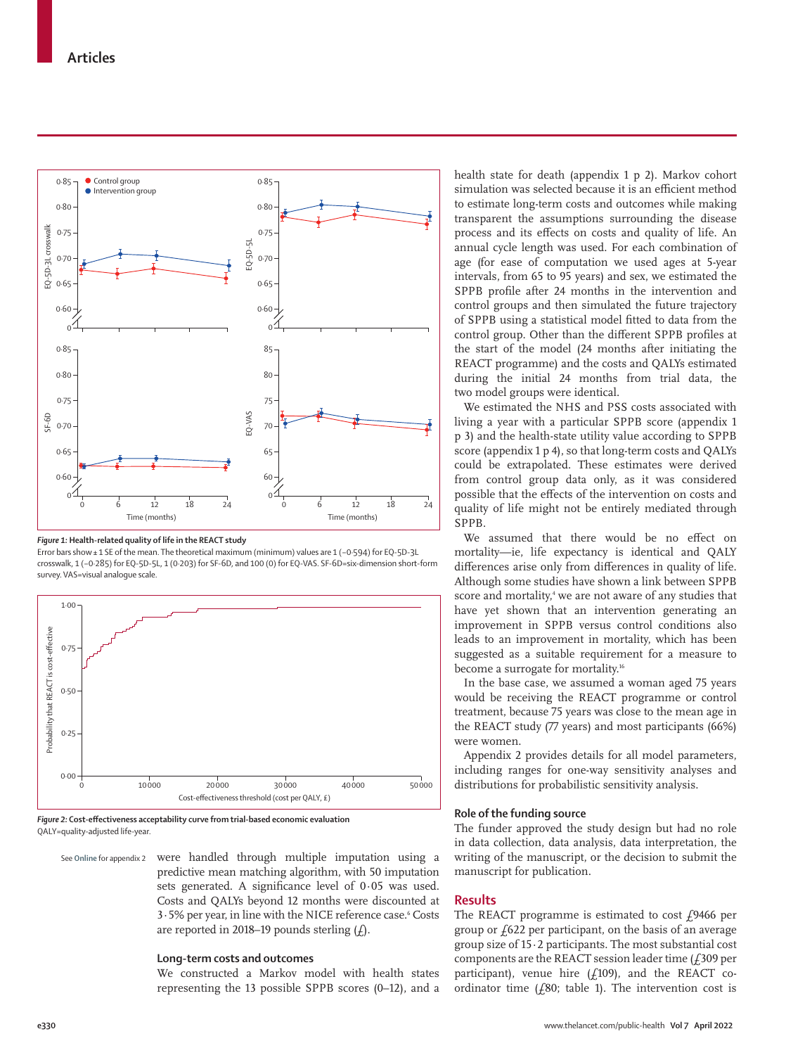*Figure 1:* **Health-related quality of life in the REACT study**

Error bars show ± 1 SE of the mean. The theoretical maximum (minimum) values are 1 (–0·594) for EQ-5D-3L crosswalk, 1 (–0·285) for EQ-5D-5L, 1 (0·203) for SF-6D, and 100 (0) for EQ-VAS. SF-6D=six-dimension short-form survey. VAS=visual analogue scale.

*Figure 2:* **Cost-effectiveness acceptability curve from trial-based economic evaluation**

QALY=quality-adjusted life-year.

See Online for appendix 2

were handled through multiple imputation using a predictive mean matching algorithm, with 50 imputation sets generated. A significance level of 0·05 was used. Costs and QALYs beyond 12 months were discounted at 3·5% per year, in line with the NICE reference case.[6] Costs are reported in 2018–19 pounds sterling (£).

### Long-term costs and outcomes

We constructed a Markov model with health states representing the 13 possible SPPB scores (0–12), and a health state for death (appendix 1 p 2). Markov cohort simulation was selected because it is an efficient method to estimate long-term costs and outcomes while making transparent the assumptions surrounding the disease process and its effects on costs and quality of life. An annual cycle length was used. For each combination of age (for ease of computation we used ages at 5-year intervals, from 65 to 95 years) and sex, we estimated the SPPB profile after 24 months in the intervention and control groups and then simulated the future trajectory of SPPB using a statistical model fitted to data from the control group. Other than the different SPPB profiles at the start of the model (24 months after initiating the REACT programme) and the costs and QALYs estimated during the initial 24 months from trial data, the two model groups were identical.

We estimated the NHS and PSS costs associated with living a year with a particular SPPB score (appendix 1 p 3) and the health-state utility value according to SPPB score (appendix 1 p 4), so that long-term costs and QALYs could be extrapolated. These estimates were derived from control group data only, as it was considered possible that the effects of the intervention on costs and quality of life might not be entirely mediated through SPPB.

We assumed that there would be no effect on mortality—ie, life expectancy is identical and QALY differences arise only from differences in quality of life. Although some studies have shown a link between SPPB score and mortality,[4] we are not aware of any studies that have yet shown that an intervention generating an improvement in SPPB versus control conditions also leads to an improvement in mortality, which has been suggested as a suitable requirement for a measure to become a surrogate for mortality.[16]

In the base case, we assumed a woman aged 75 years would be receiving the REACT programme or control treatment, because 75 years was close to the mean age in the REACT study (77 years) and most participants (66%) were women.

Appendix 2 provides details for all model parameters, including ranges for one-way sensitivity analyses and distributions for probabilistic sensitivity analysis.

### Role of the funding source

The funder approved the study design but had no role in data collection, data analysis, data interpretation, the writing of the manuscript, or the decision to submit the manuscript for publication.

## Results

The REACT programme is estimated to cost £9466 per group or £622 per participant, on the basis of an average group size of 15·2 participants. The most substantial cost components are the REACT session leader time (£309 per participant), venue hire (£109), and the REACT co-ordinator time (£80; table 1). The intervention cost is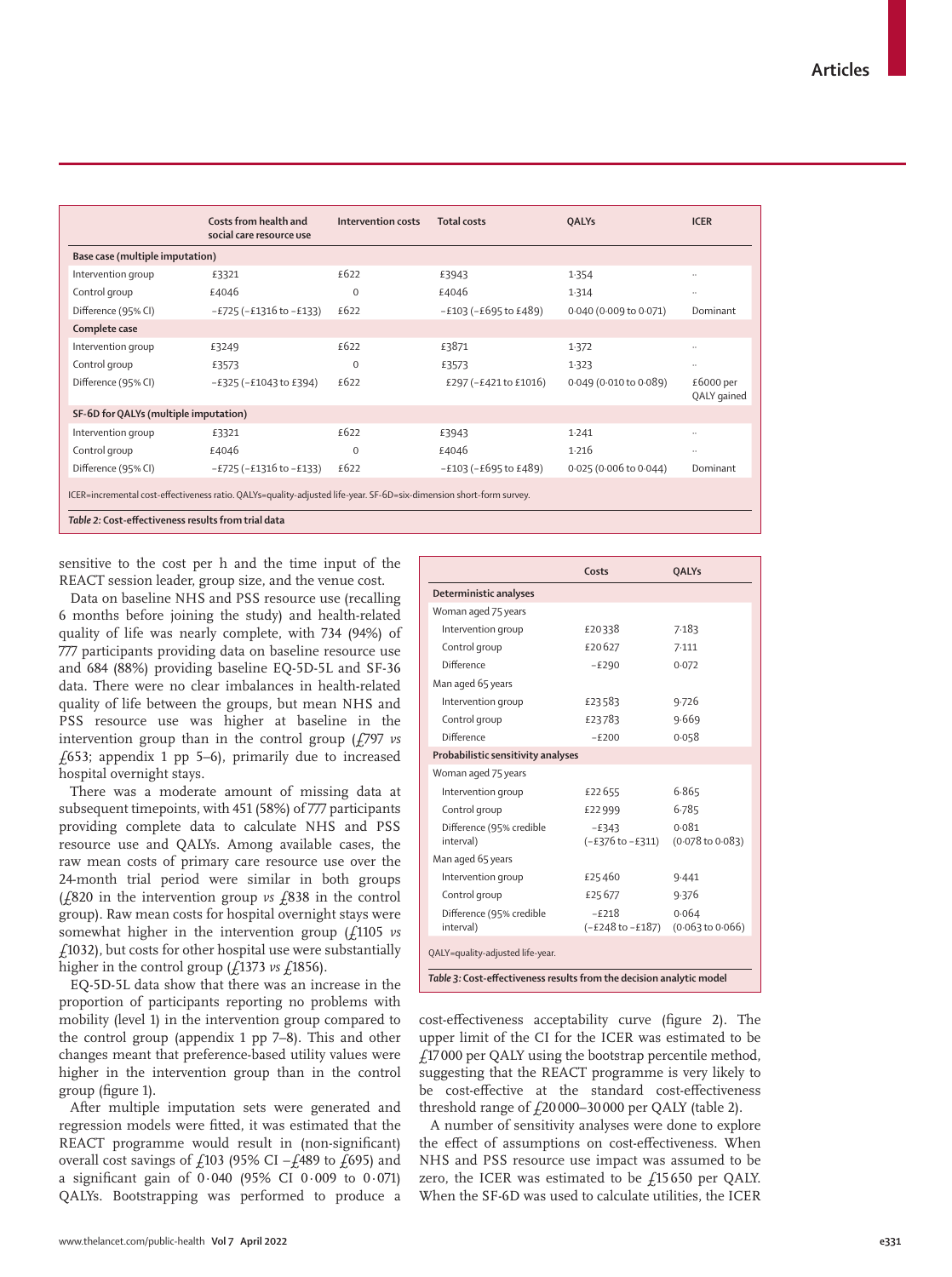| | Costs from health and social care resource use | Intervention costs | Total costs | QALYs | ICER |
|---|---|---|---|---|---|
| **Base case (multiple imputation)** | | | | | |
| Intervention group | £3321 | £622 | £3943 | 1·354 | .. |
| Control group | £4046 | 0 | £4046 | 1·314 | .. |
| Difference (95% CI) | −£725 (−£1316 to −£133) | £622 | −£103 (−£695 to £489) | 0·040 (0·009 to 0·071) | Dominant |
| **Complete case** | | | | | |
| Intervention group | £3249 | £622 | £3871 | 1·372 | .. |
| Control group | £3573 | 0 | £3573 | 1·323 | .. |
| Difference (95% CI) | −£325 (−£1043 to £394) | £622 | £297 (−£421 to £1016) | 0·049 (0·010 to 0·089) | £6000 per QALY gained |
| **SF-6D for QALYs (multiple imputation)** | | | | | |
| Intervention group | £3321 | £622 | £3943 | 1·241 | .. |
| Control group | £4046 | 0 | £4046 | 1·216 | .. |
| Difference (95% CI) | −£725 (−£1316 to −£133) | £622 | −£103 (−£695 to £489) | 0·025 (0·006 to 0·044) | Dominant |

ICER=incremental cost-effectiveness ratio. QALYs=quality-adjusted life-year. SF-6D=six-dimension short-form survey.

*Table 2:* **Cost-effectiveness results from trial data**

sensitive to the cost per h and the time input of the REACT session leader, group size, and the venue cost.

Data on baseline NHS and PSS resource use (recalling 6 months before joining the study) and health-related quality of life was nearly complete, with 734 (94%) of 777 participants providing data on baseline resource use and 684 (88%) providing baseline EQ-5D-5L and SF-36 data. There were no clear imbalances in health-related quality of life between the groups, but mean NHS and PSS resource use was higher at baseline in the intervention group than in the control group (£797 *vs* £653; appendix 1 pp 5–6), primarily due to increased hospital overnight stays.

There was a moderate amount of missing data at subsequent timepoints, with 451 (58%) of 777 participants providing complete data to calculate NHS and PSS resource use and QALYs. Among available cases, the raw mean costs of primary care resource use over the 24-month trial period were similar in both groups (£820 in the intervention group *vs* £838 in the control group). Raw mean costs for hospital overnight stays were somewhat higher in the intervention group (£1105 *vs* £1032), but costs for other hospital use were substantially higher in the control group (£1373 *vs* £1856).

EQ-5D-5L data show that there was an increase in the proportion of participants reporting no problems with mobility (level 1) in the intervention group compared to the control group (appendix 1 pp 7–8). This and other changes meant that preference-based utility values were higher in the intervention group than in the control group (figure 1).

After multiple imputation sets were generated and regression models were fitted, it was estimated that the REACT programme would result in (non-significant) overall cost savings of £103 (95% CI −£489 to £695) and a significant gain of 0·040 (95% CI 0·009 to 0·071) QALYs. Bootstrapping was performed to produce a cost-effectiveness acceptability curve (figure 2). The upper limit of the CI for the ICER was estimated to be £17 000 per QALY using the bootstrap percentile method, suggesting that the REACT programme is very likely to be cost-effective at the standard cost-effectiveness threshold range of £20 000–30 000 per QALY (table 2).

| | Costs | QALYs |
|---|---|---|
| **Deterministic analyses** | | |
| Woman aged 75 years | | |
| Intervention group | £20 338 | 7·183 |
| Control group | £20 627 | 7·111 |
| Difference | −£290 | 0·072 |
| Man aged 65 years | | |
| Intervention group | £23 583 | 9·726 |
| Control group | £23 783 | 9·669 |
| Difference | −£200 | 0·058 |
| **Probabilistic sensitivity analyses** | | |
| Woman aged 75 years | | |
| Intervention group | £22 655 | 6·865 |
| Control group | £22 999 | 6·785 |
| Difference (95% credible interval) | −£343 (−£376 to −£311) | 0·081 (0·078 to 0·083) |
| Man aged 65 years | | |
| Intervention group | £25 460 | 9·441 |
| Control group | £25 677 | 9·376 |
| Difference (95% credible interval) | −£218 (−£248 to −£187) | 0·064 (0·063 to 0·066) |

QALY=quality-adjusted life-year.

*Table 3:* **Cost-effectiveness results from the decision analytic model**

A number of sensitivity analyses were done to explore the effect of assumptions on cost-effectiveness. When NHS and PSS resource use impact was assumed to be zero, the ICER was estimated to be £15 650 per QALY. When the SF-6D was used to calculate utilities, the ICER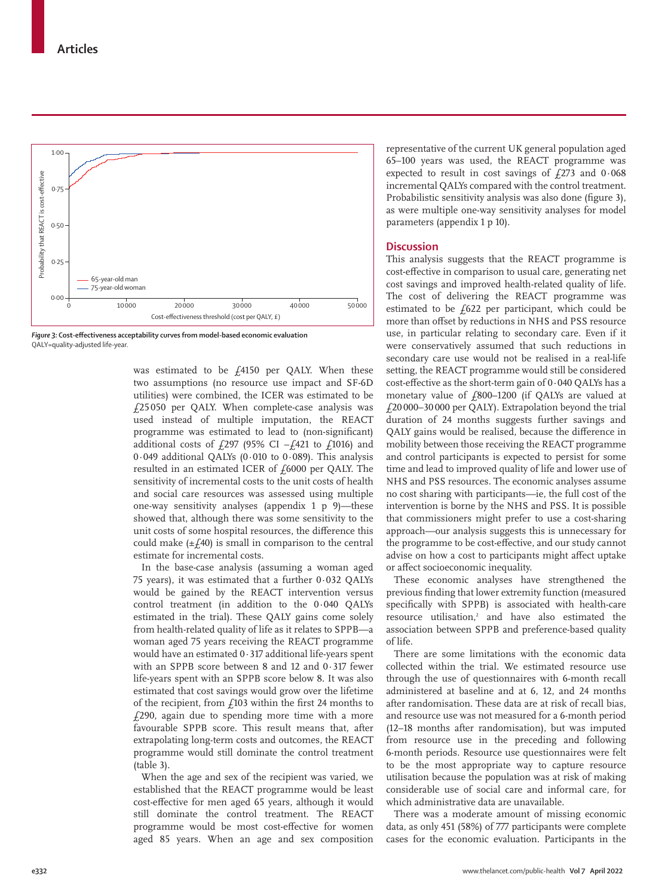Figure 3: Cost-effectiveness acceptability curves from model-based economic evaluation
QALY=quality-adjusted life-year.

was estimated to be £4150 per QALY. When these two assumptions (no resource use impact and SF-6D utilities) were combined, the ICER was estimated to be £25 050 per QALY. When complete-case analysis was used instead of multiple imputation, the REACT programme was estimated to lead to (non-significant) additional costs of £297 (95% CI –£421 to £1016) and 0·049 additional QALYs (0·010 to 0·089). This analysis resulted in an estimated ICER of £6000 per QALY. The sensitivity of incremental costs to the unit costs of health and social care resources was assessed using multiple one-way sensitivity analyses (appendix 1 p 9)—these showed that, although there was some sensitivity to the unit costs of some hospital resources, the difference this could make (±£40) is small in comparison to the central estimate for incremental costs.

In the base-case analysis (assuming a woman aged 75 years), it was estimated that a further 0·032 QALYs would be gained by the REACT intervention versus control treatment (in addition to the 0·040 QALYs estimated in the trial). These QALY gains come solely from health-related quality of life as it relates to SPPB—a woman aged 75 years receiving the REACT programme would have an estimated 0·317 additional life-years spent with an SPPB score between 8 and 12 and 0·317 fewer life-years spent with an SPPB score below 8. It was also estimated that cost savings would grow over the lifetime of the recipient, from £103 within the first 24 months to £290, again due to spending more time with a more favourable SPPB score. This result means that, after extrapolating long-term costs and outcomes, the REACT programme would still dominate the control treatment (table 3).

When the age and sex of the recipient was varied, we established that the REACT programme would be least cost-effective for men aged 65 years, although it would still dominate the control treatment. The REACT programme would be most cost-effective for women aged 85 years. When an age and sex composition representative of the current UK general population aged 65–100 years was used, the REACT programme was expected to result in cost savings of £273 and 0·068 incremental QALYs compared with the control treatment. Probabilistic sensitivity analysis was also done (figure 3), as were multiple one-way sensitivity analyses for model parameters (appendix 1 p 10).

## Discussion

This analysis suggests that the REACT programme is cost-effective in comparison to usual care, generating net cost savings and improved health-related quality of life. The cost of delivering the REACT programme was estimated to be £622 per participant, which could be more than offset by reductions in NHS and PSS resource use, in particular relating to secondary care. Even if it were conservatively assumed that such reductions in secondary care use would not be realised in a real-life setting, the REACT programme would still be considered cost-effective as the short-term gain of 0·040 QALYs has a monetary value of £800–1200 (if QALYs are valued at £20 000–30 000 per QALY). Extrapolation beyond the trial duration of 24 months suggests further savings and QALY gains would be realised, because the difference in mobility between those receiving the REACT programme and control participants is expected to persist for some time and lead to improved quality of life and lower use of NHS and PSS resources. The economic analyses assume no cost sharing with participants—ie, the full cost of the intervention is borne by the NHS and PSS. It is possible that commissioners might prefer to use a cost-sharing approach—our analysis suggests this is unnecessary for the programme to be cost-effective, and our study cannot advise on how a cost to participants might affect uptake or affect socioeconomic inequality.

These economic analyses have strengthened the previous finding that lower extremity function (measured specifically with SPPB) is associated with health-care resource utilisation,[2] and have also estimated the association between SPPB and preference-based quality of life.

There are some limitations with the economic data collected within the trial. We estimated resource use through the use of questionnaires with 6-month recall administered at baseline and at 6, 12, and 24 months after randomisation. These data are at risk of recall bias, and resource use was not measured for a 6-month period (12–18 months after randomisation), but was imputed from resource use in the preceding and following 6-month periods. Resource use questionnaires were felt to be the most appropriate way to capture resource utilisation because the population was at risk of making considerable use of social care and informal care, for which administrative data are unavailable.

There was a moderate amount of missing economic data, as only 451 (58%) of 777 participants were complete cases for the economic evaluation. Participants in the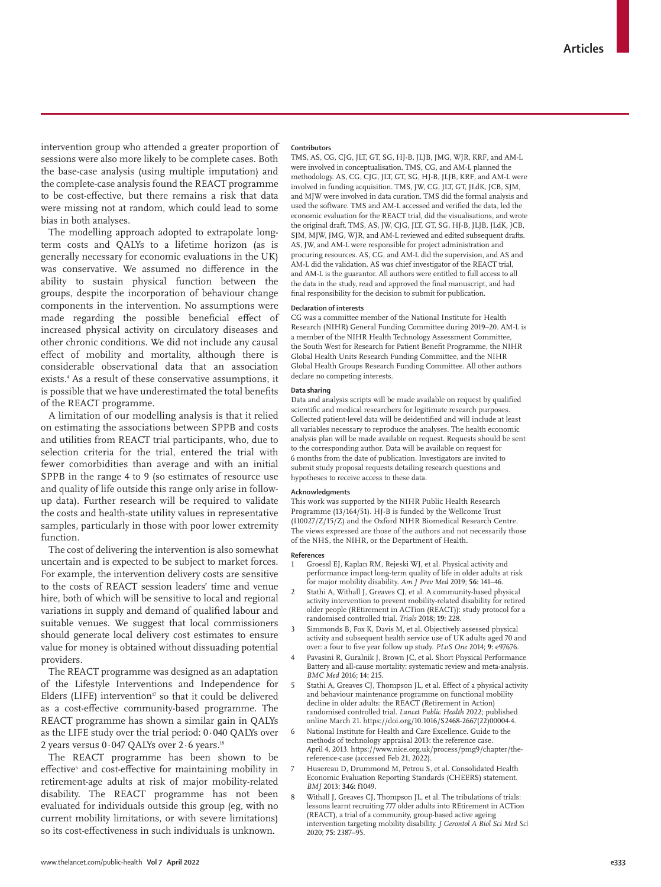intervention group who attended a greater proportion of sessions were also more likely to be complete cases. Both the base-case analysis (using multiple imputation) and the complete-case analysis found the REACT programme to be cost-effective, but there remains a risk that data were missing not at random, which could lead to some bias in both analyses.

The modelling approach adopted to extrapolate long-term costs and QALYs to a lifetime horizon (as is generally necessary for economic evaluations in the UK) was conservative. We assumed no difference in the ability to sustain physical function between the groups, despite the incorporation of behaviour change components in the intervention. No assumptions were made regarding the possible beneficial effect of increased physical activity on circulatory diseases and other chronic conditions. We did not include any causal effect of mobility and mortality, although there is considerable observational data that an association exists.[4] As a result of these conservative assumptions, it is possible that we have underestimated the total benefits of the REACT programme.

A limitation of our modelling analysis is that it relied on estimating the associations between SPPB and costs and utilities from REACT trial participants, who, due to selection criteria for the trial, entered the trial with fewer comorbidities than average and with an initial SPPB in the range 4 to 9 (so estimates of resource use and quality of life outside this range only arise in follow-up data). Further research will be required to validate the costs and health-state utility values in representative samples, particularly in those with poor lower extremity function.

The cost of delivering the intervention is also somewhat uncertain and is expected to be subject to market forces. For example, the intervention delivery costs are sensitive to the costs of REACT session leaders' time and venue hire, both of which will be sensitive to local and regional variations in supply and demand of qualified labour and suitable venues. We suggest that local commissioners should generate local delivery cost estimates to ensure value for money is obtained without dissuading potential providers.

The REACT programme was designed as an adaptation of the Lifestyle Interventions and Independence for Elders (LIFE) intervention[17] so that it could be delivered as a cost-effective community-based programme. The REACT programme has shown a similar gain in QALYs as the LIFE study over the trial period: 0·040 QALYs over 2 years versus 0·047 QALYs over 2·6 years.[18]

The REACT programme has been shown to be effective[5] and cost-effective for maintaining mobility in retirement-age adults at risk of major mobility-related disability. The REACT programme has not been evaluated for individuals outside this group (eg, with no current mobility limitations, or with severe limitations) so its cost-effectiveness in such individuals is unknown.

#### Contributors

TMS, AS, CG, CJG, JLT, GT, SG, HJ-B, JLJB, JMG, WJR, KRF, and AM-L were involved in conceptualisation. TMS, CG, and AM-L planned the methodology. AS, CG, CJG, JLT, GT, SG, HJ-B, JLJB, KRF, and AM-L were involved in funding acquisition. TMS, JW, CG, JLT, GT, JLdK, JCB, SJM, and MJW were involved in data curation. TMS did the formal analysis and used the software. TMS and AM-L accessed and verified the data, led the economic evaluation for the REACT trial, did the visualisations, and wrote the original draft. TMS, AS, JW, CJG, JLT, GT, SG, HJ-B, JLJB, JLdK, JCB, SJM, MJW, JMG, WJR, and AM-L reviewed and edited subsequent drafts. AS, JW, and AM-L were responsible for project administration and procuring resources. AS, CG, and AM-L did the supervision, and AS and AM-L did the validation. AS was chief investigator of the REACT trial, and AM-L is the guarantor. All authors were entitled to full access to all the data in the study, read and approved the final manuscript, and had final responsibility for the decision to submit for publication.

#### Declaration of interests

CG was a committee member of the National Institute for Health Research (NIHR) General Funding Committee during 2019–20. AM-L is a member of the NIHR Health Technology Assessment Committee, the South West for Research for Patient Benefit Programme, the NIHR Global Health Units Research Funding Committee, and the NIHR Global Health Groups Research Funding Committee. All other authors declare no competing interests.

#### Data sharing

Data and analysis scripts will be made available on request by qualified scientific and medical researchers for legitimate research purposes. Collected patient-level data will be deidentified and will include at least all variables necessary to reproduce the analyses. The health economic analysis plan will be made available on request. Requests should be sent to the corresponding author. Data will be available on request for 6 months from the date of publication. Investigators are invited to submit study proposal requests detailing research questions and hypotheses to receive access to these data.

#### Acknowledgments

This work was supported by the NIHR Public Health Research Programme (13/164/51). HJ-B is funded by the Wellcome Trust (110027/Z/15/Z) and the Oxford NIHR Biomedical Research Centre. The views expressed are those of the authors and not necessarily those of the NHS, the NIHR, or the Department of Health.

#### References

1. Groessl EJ, Kaplan RM, Rejeski WJ, et al. Physical activity and performance impact long-term quality of life in older adults at risk for major mobility disability. *Am J Prev Med* 2019; **56:** 141–46.
2. Stathi A, Withall J, Greaves CJ, et al. A community-based physical activity intervention to prevent mobility-related disability for retired older people (REtirement in ACTion (REACT)): study protocol for a randomised controlled trial. *Trials* 2018; **19:** 228.
3. Simmonds B, Fox K, Davis M, et al. Objectively assessed physical activity and subsequent health service use of UK adults aged 70 and over: a four to five year follow up study. *PLoS One* 2014; **9:** e97676.
4. Pavasini R, Guralnik J, Brown JC, et al. Short Physical Performance Battery and all-cause mortality: systematic review and meta-analysis. *BMC Med* 2016; **14:** 215.
5. Stathi A, Greaves CJ, Thompson JL, et al. Effect of a physical activity and behaviour maintenance programme on functional mobility decline in older adults: the REACT (Retirement in Action) randomised controlled trial. *Lancet Public Health* 2022; published online March 21. https://doi.org/10.1016/S2468-2667(22)00004-4.
6. National Institute for Health and Care Excellence. Guide to the methods of technology appraisal 2013: the reference case. April 4, 2013. https://www.nice.org.uk/process/pmg9/chapter/the-reference-case (accessed Feb 21, 2022).
7. Husereau D, Drummond M, Petrou S, et al. Consolidated Health Economic Evaluation Reporting Standards (CHEERS) statement. *BMJ* 2013; **346:** f1049.
8. Withall J, Greaves CJ, Thompson JL, et al. The tribulations of trials: lessons learnt recruiting 777 older adults into REtirement in ACTion (REACT), a trial of a community, group-based active ageing intervention targeting mobility disability. *J Gerontol A Biol Sci Med Sci* 2020; **75:** 2387–95.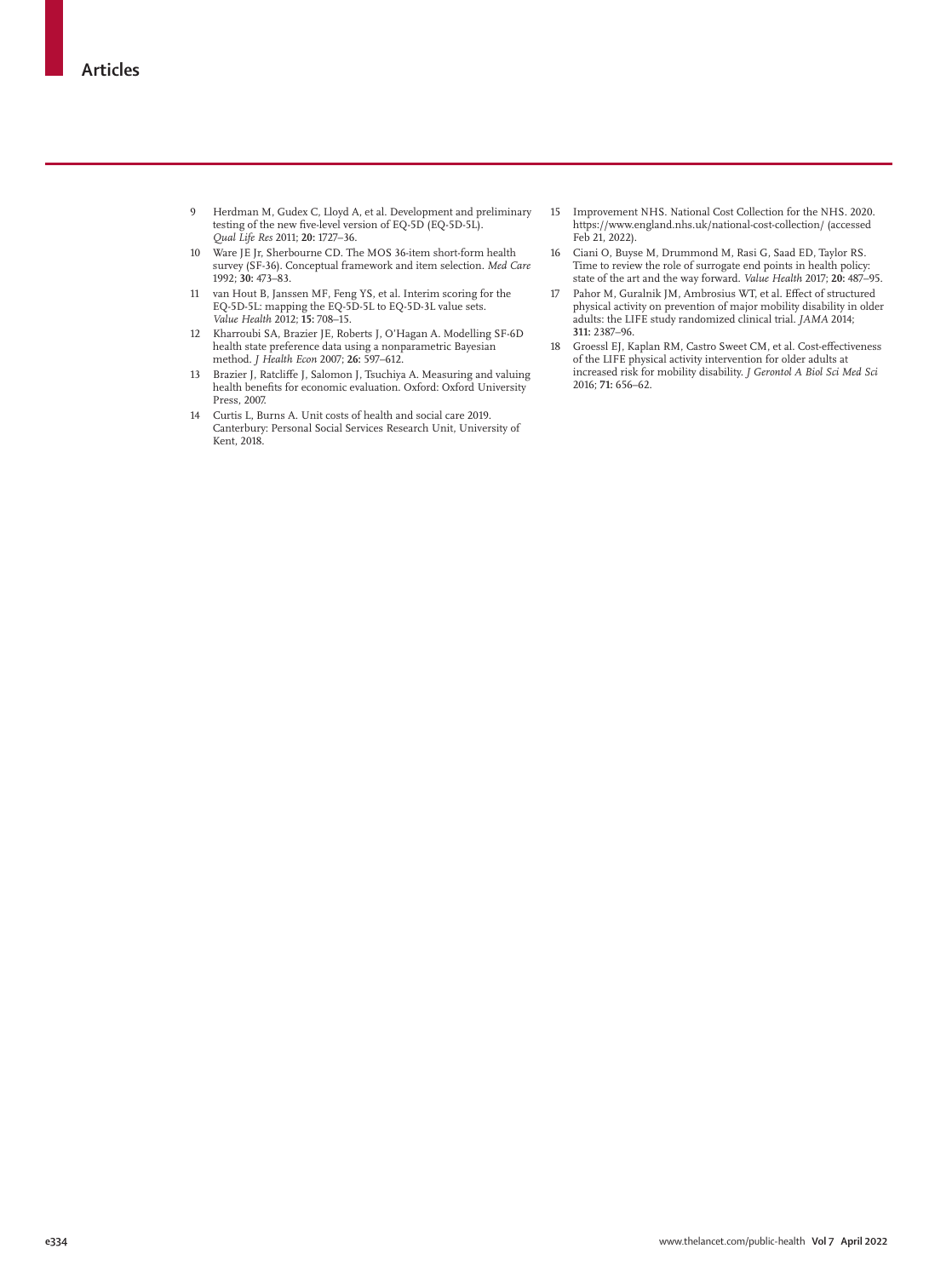9 Herdman M, Gudex C, Lloyd A, et al. Development and preliminary testing of the new five-level version of EQ-5D (EQ-5D-5L). *Qual Life Res* 2011; **20:** 1727–36.

10 Ware JE Jr, Sherbourne CD. The MOS 36-item short-form health survey (SF-36). Conceptual framework and item selection. *Med Care* 1992; **30:** 473–83.

11 van Hout B, Janssen MF, Feng YS, et al. Interim scoring for the EQ-5D-5L: mapping the EQ-5D-5L to EQ-5D-3L value sets. *Value Health* 2012; **15:** 708–15.

12 Kharroubi SA, Brazier JE, Roberts J, O'Hagan A. Modelling SF-6D health state preference data using a nonparametric Bayesian method. *J Health Econ* 2007; **26:** 597–612.

13 Brazier J, Ratcliffe J, Salomon J, Tsuchiya A. Measuring and valuing health benefits for economic evaluation. Oxford: Oxford University Press, 2007.

14 Curtis L, Burns A. Unit costs of health and social care 2019. Canterbury: Personal Social Services Research Unit, University of Kent, 2018.

15 Improvement NHS. National Cost Collection for the NHS. 2020. https://www.england.nhs.uk/national-cost-collection/ (accessed Feb 21, 2022).

16 Ciani O, Buyse M, Drummond M, Rasi G, Saad ED, Taylor RS. Time to review the role of surrogate end points in health policy: state of the art and the way forward. *Value Health* 2017; **20:** 487–95.

17 Pahor M, Guralnik JM, Ambrosius WT, et al. Effect of structured physical activity on prevention of major mobility disability in older adults: the LIFE study randomized clinical trial. *JAMA* 2014; **311:** 2387–96.

18 Groessl EJ, Kaplan RM, Castro Sweet CM, et al. Cost-effectiveness of the LIFE physical activity intervention for older adults at increased risk for mobility disability. *J Gerontol A Biol Sci Med Sci* 2016; **71:** 656–62.